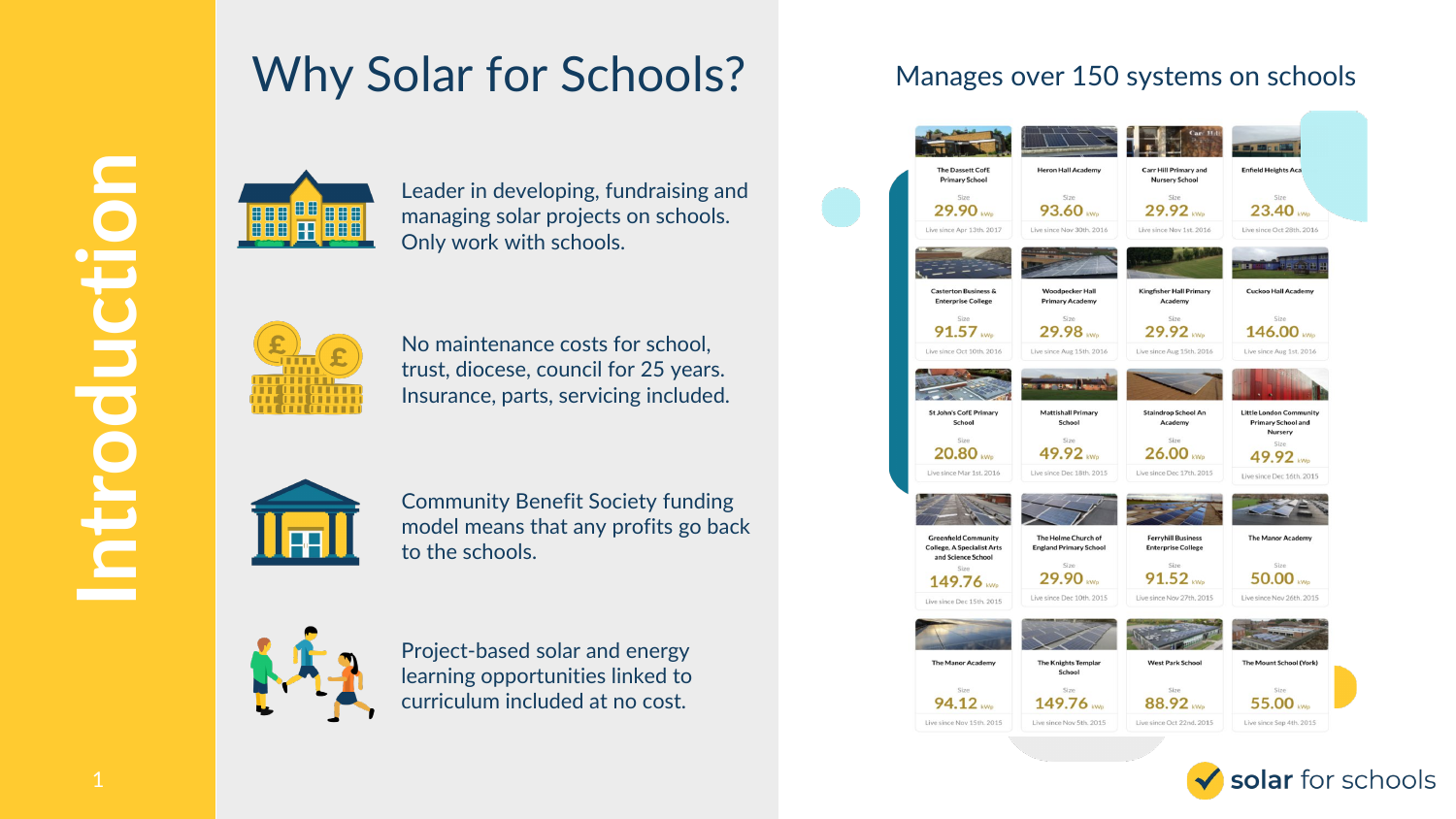# Introduction

## Why Solar for Schools?

Leader in developing, fundraising and managing solar projects on schools. Only work with schools.

No maintenance costs for school, trust, diocese, council for 25 years. Insurance, parts, servicing included.

Community Benefit Society funding model means that any profits go back to the schools.

Project-based solar and energy learning opportunities linked to curriculum included at no cost.

## Manages over 150 systems on schools

| School | Size (kWp) | Live since |
|---|---|---|
| The Dassett CofE Primary School | 29.90 | Apr 13th, 2017 |
| Heron Hall Academy | 93.60 | Nov 30th, 2016 |
| Carr Hill Primary and Nursery School | 29.92 | Nov 1st, 2016 |
| Enfield Heights Aca... | 23.40 | Oct 28th, 2016 |
| Casterton Business & Enterprise College | 91.57 | Oct 10th, 2016 |
| Woodpecker Hall Primary Academy | 29.98 | Aug 15th, 2016 |
| Kingfisher Hall Primary Academy | 29.92 | Aug 15th, 2016 |
| Cuckoo Hall Academy | 146.00 | Aug 1st, 2016 |
| St John's CofE Primary School | 20.80 | Mar 1st, 2016 |
| Mattishall Primary School | 49.92 | Dec 18th, 2015 |
| Staindrop School An Academy | 26.00 | Dec 17th, 2015 |
| Little London Community Primary School and Nursery | 49.92 | Dec 16th, 2015 |
| Greenfield Community College, A Specialist Arts and Science School | 149.76 | Dec 15th, 2015 |
| The Helme Church of England Primary School | 29.90 | Dec 10th, 2015 |
| Ferryhill Business Enterprise College | 91.52 | Nov 27th, 2015 |
| The Manor Academy | 50.00 | Nov 26th, 2015 |
| The Manor Academy | 94.12 | Nov 15th, 2015 |
| The Knights Templar School | 149.76 | Nov 5th, 2015 |
| West Park School | 88.92 | Oct 22nd, 2015 |
| The Mount School (York) | 55.00 | Sep 4th, 2015 |

solar for schools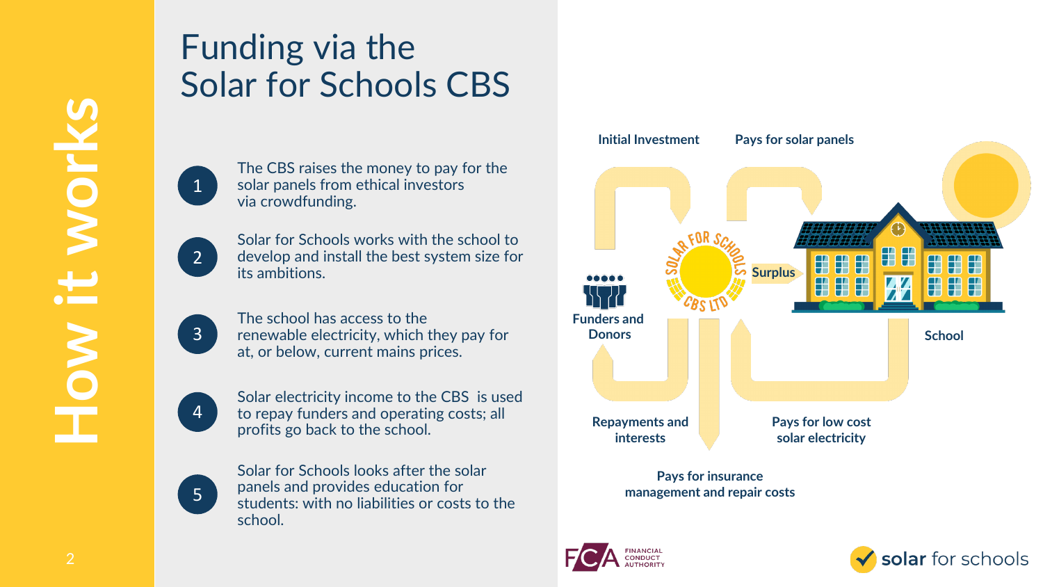# How it works

## Funding via the Solar for Schools CBS

1. The CBS raises the money to pay for the solar panels from ethical investors via crowdfunding.
2. Solar for Schools works with the school to develop and install the best system size for its ambitions.
3. The school has access to the renewable electricity, which they pay for at, or below, current mains prices.
4. Solar electricity income to the CBS is used to repay funders and operating costs; all profits go back to the school.
5. Solar for Schools looks after the solar panels and provides education for students: with no liabilities or costs to the school.

Initial Investment

Pays for solar panels

Funders and Donors

SOLAR FOR SCHOOLS CBS LTD

Surplus

School

Repayments and interests

Pays for low cost solar electricity

Pays for insurance management and repair costs

FCA FINANCIAL CONDUCT AUTHORITY

solar for schools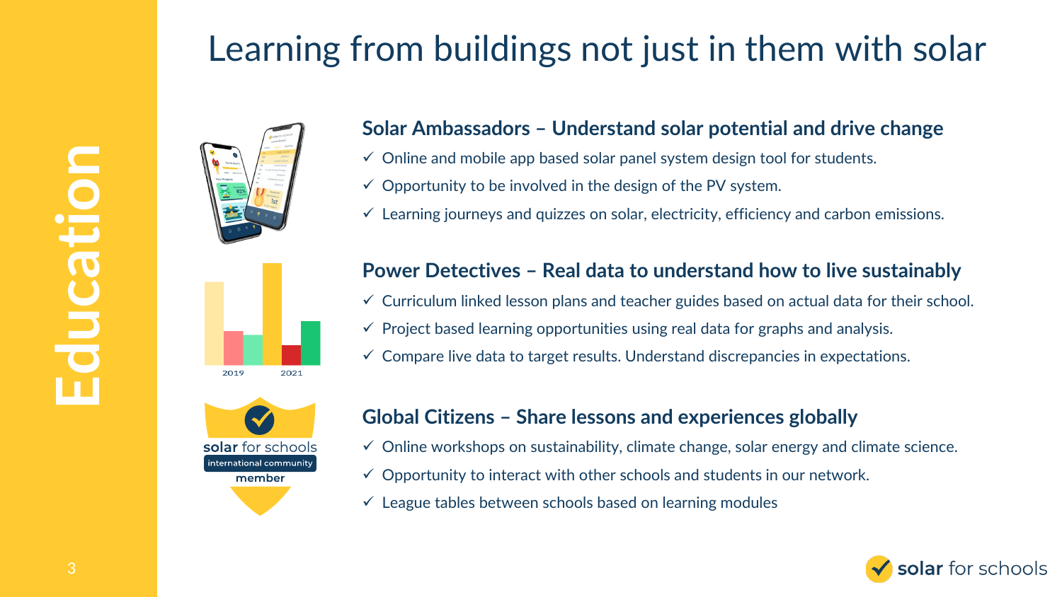# Learning from buildings not just in them with solar

Education

### Solar Ambassadors – Understand solar potential and drive change

- ✓ Online and mobile app based solar panel system design tool for students.
- ✓ Opportunity to be involved in the design of the PV system.
- ✓ Learning journeys and quizzes on solar, electricity, efficiency and carbon emissions.

### Power Detectives – Real data to understand how to live sustainably

- ✓ Curriculum linked lesson plans and teacher guides based on actual data for their school.
- ✓ Project based learning opportunities using real data for graphs and analysis.
- ✓ Compare live data to target results. Understand discrepancies in expectations.

### Global Citizens – Share lessons and experiences globally

- ✓ Online workshops on sustainability, climate change, solar energy and climate science.
- ✓ Opportunity to interact with other schools and students in our network.
- ✓ League tables between schools based on learning modules

solar for schools international community member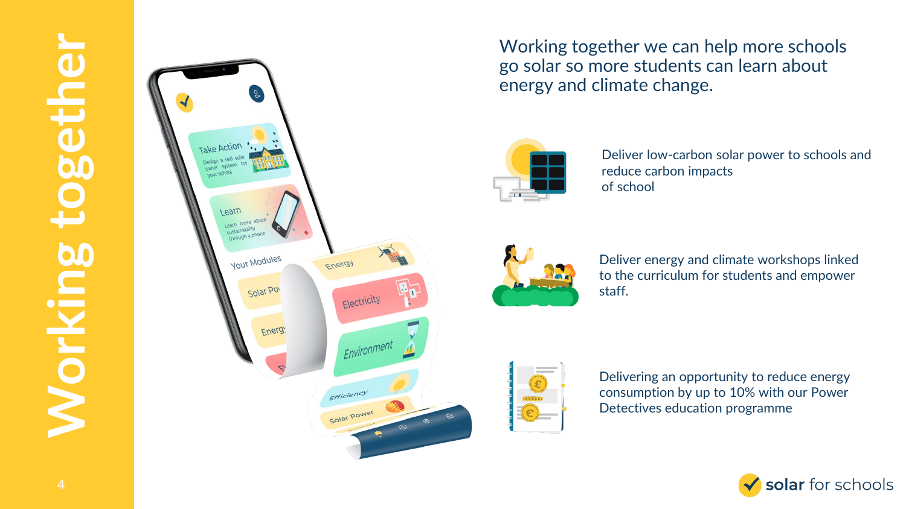# Working together

Working together we can help more schools go solar so more students can learn about energy and climate change.

Deliver low-carbon solar power to schools and reduce carbon impacts of school

Deliver energy and climate workshops linked to the curriculum for students and empower staff.

Delivering an opportunity to reduce energy consumption by up to 10% with our Power Detectives education programme

solar for schools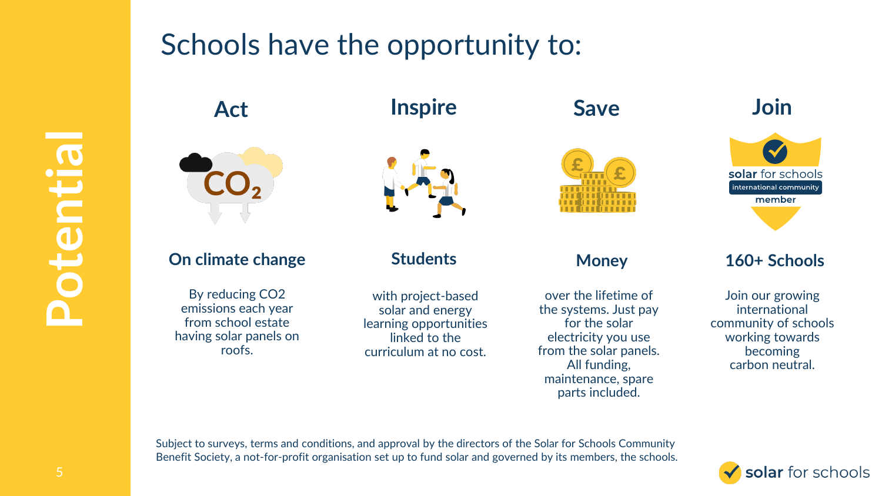# Schools have the opportunity to:

## Act

### On climate change

By reducing CO2 emissions each year from school estate having solar panels on roofs.

## Inspire

### Students

with project-based solar and energy learning opportunities linked to the curriculum at no cost.

## Save

### Money

over the lifetime of the systems. Just pay for the solar electricity you use from the solar panels. All funding, maintenance, spare parts included.

## Join

### 160+ Schools

Join our growing international community of schools working towards becoming carbon neutral.

Subject to surveys, terms and conditions, and approval by the directors of the Solar for Schools Community Benefit Society, a not-for-profit organisation set up to fund solar and governed by its members, the schools.